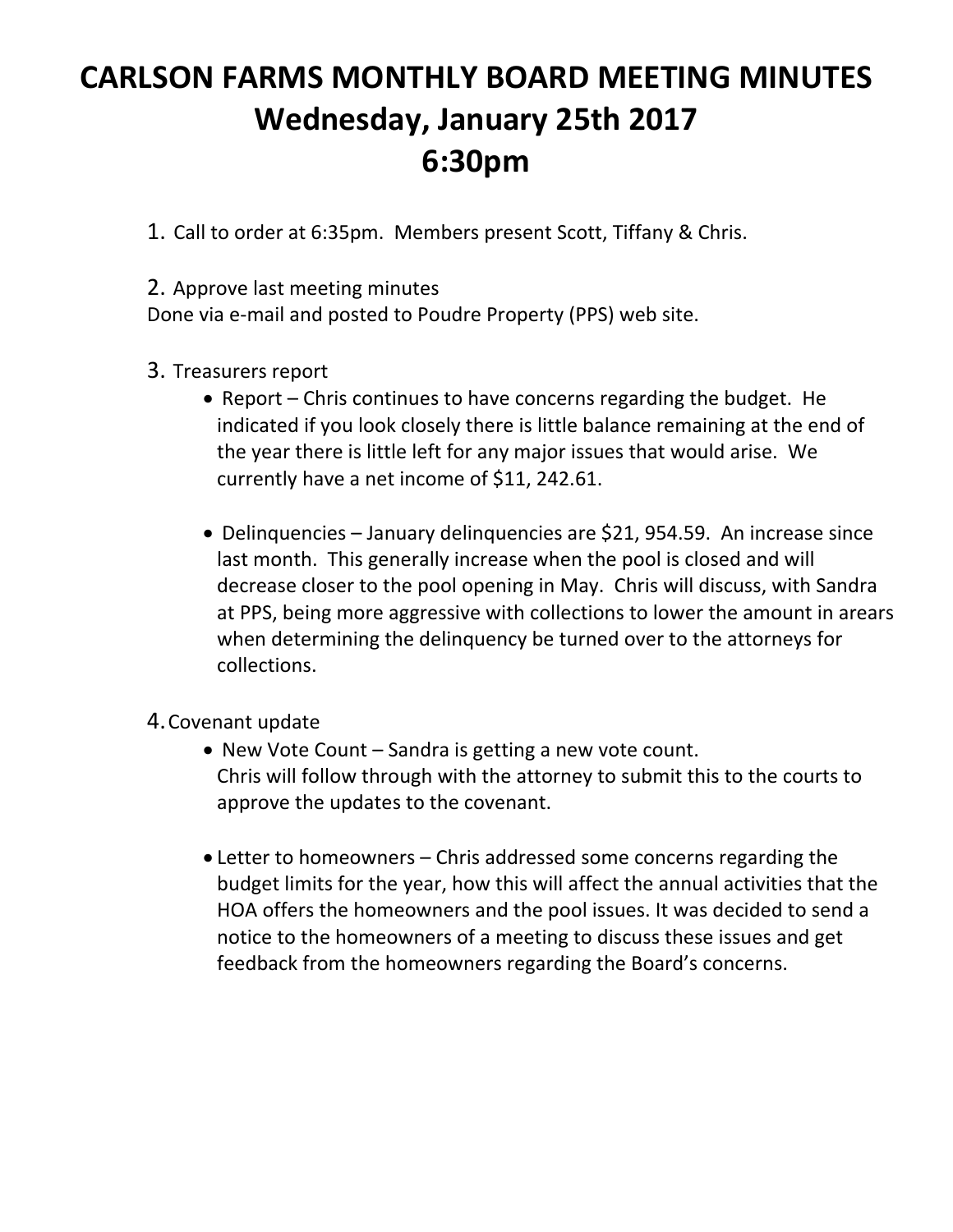# CARLSON FARMS MONTHLY BOARD MEETING MINUTES
# Wednesday, January 25th 2017
# 6:30pm

1. Call to order at 6:35pm. Members present Scott, Tiffany & Chris.

2. Approve last meeting minutes
Done via e-mail and posted to Poudre Property (PPS) web site.

3. Treasurers report
   - Report – Chris continues to have concerns regarding the budget. He indicated if you look closely there is little balance remaining at the end of the year there is little left for any major issues that would arise. We currently have a net income of $11, 242.61.

   - Delinquencies – January delinquencies are $21, 954.59. An increase since last month. This generally increase when the pool is closed and will decrease closer to the pool opening in May. Chris will discuss, with Sandra at PPS, being more aggressive with collections to lower the amount in arears when determining the delinquency be turned over to the attorneys for collections.

4. Covenant update
   - New Vote Count – Sandra is getting a new vote count.
     Chris will follow through with the attorney to submit this to the courts to approve the updates to the covenant.

   - Letter to homeowners – Chris addressed some concerns regarding the budget limits for the year, how this will affect the annual activities that the HOA offers the homeowners and the pool issues. It was decided to send a notice to the homeowners of a meeting to discuss these issues and get feedback from the homeowners regarding the Board's concerns.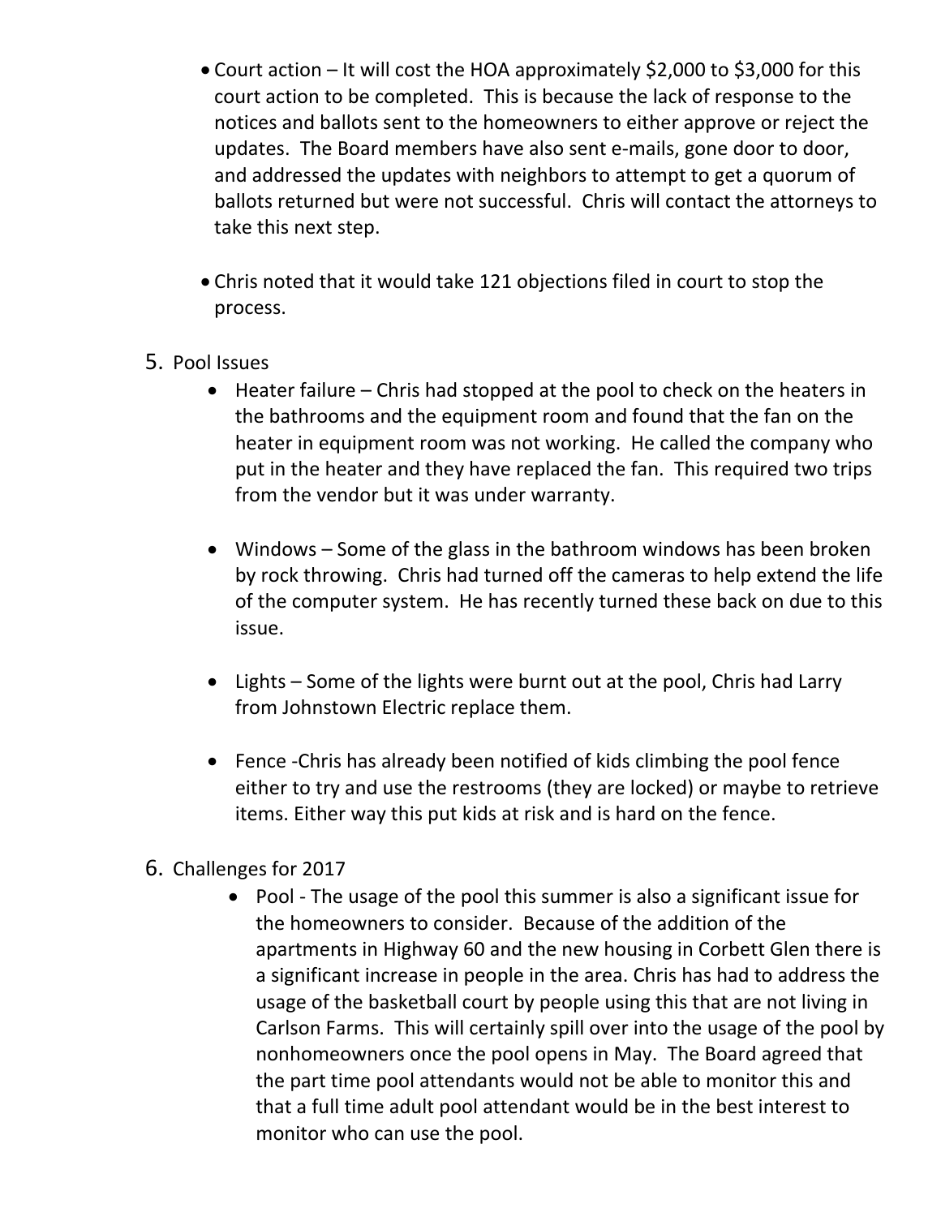- Court action – It will cost the HOA approximately $2,000 to $3,000 for this court action to be completed. This is because the lack of response to the notices and ballots sent to the homeowners to either approve or reject the updates. The Board members have also sent e-mails, gone door to door, and addressed the updates with neighbors to attempt to get a quorum of ballots returned but were not successful. Chris will contact the attorneys to take this next step.

- Chris noted that it would take 121 objections filed in court to stop the process.

5. Pool Issues
   - Heater failure – Chris had stopped at the pool to check on the heaters in the bathrooms and the equipment room and found that the fan on the heater in equipment room was not working. He called the company who put in the heater and they have replaced the fan. This required two trips from the vendor but it was under warranty.

   - Windows – Some of the glass in the bathroom windows has been broken by rock throwing. Chris had turned off the cameras to help extend the life of the computer system. He has recently turned these back on due to this issue.

   - Lights – Some of the lights were burnt out at the pool, Chris had Larry from Johnstown Electric replace them.

   - Fence -Chris has already been notified of kids climbing the pool fence either to try and use the restrooms (they are locked) or maybe to retrieve items. Either way this put kids at risk and is hard on the fence.

6. Challenges for 2017
   - Pool - The usage of the pool this summer is also a significant issue for the homeowners to consider. Because of the addition of the apartments in Highway 60 and the new housing in Corbett Glen there is a significant increase in people in the area. Chris has had to address the usage of the basketball court by people using this that are not living in Carlson Farms. This will certainly spill over into the usage of the pool by nonhomeowners once the pool opens in May. The Board agreed that the part time pool attendants would not be able to monitor this and that a full time adult pool attendant would be in the best interest to monitor who can use the pool.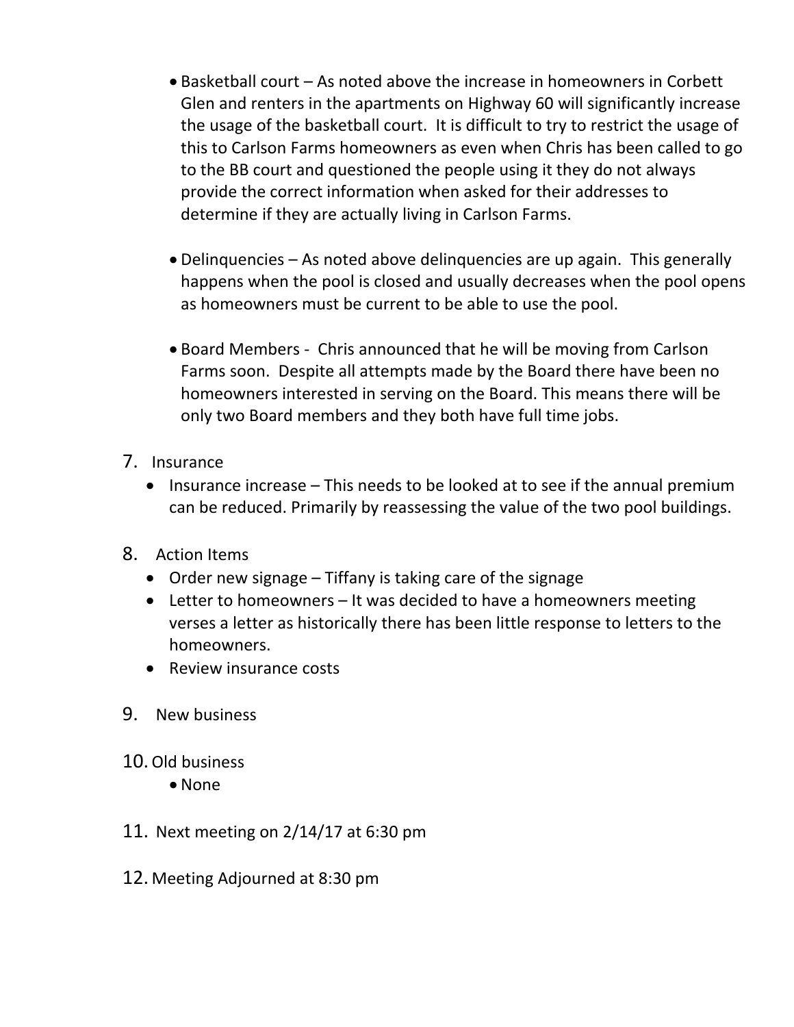- Basketball court – As noted above the increase in homeowners in Corbett Glen and renters in the apartments on Highway 60 will significantly increase the usage of the basketball court. It is difficult to try to restrict the usage of this to Carlson Farms homeowners as even when Chris has been called to go to the BB court and questioned the people using it they do not always provide the correct information when asked for their addresses to determine if they are actually living in Carlson Farms.

- Delinquencies – As noted above delinquencies are up again. This generally happens when the pool is closed and usually decreases when the pool opens as homeowners must be current to be able to use the pool.

- Board Members - Chris announced that he will be moving from Carlson Farms soon. Despite all attempts made by the Board there have been no homeowners interested in serving on the Board. This means there will be only two Board members and they both have full time jobs.

7. Insurance
   - Insurance increase – This needs to be looked at to see if the annual premium can be reduced. Primarily by reassessing the value of the two pool buildings.

8. Action Items
   - Order new signage – Tiffany is taking care of the signage
   - Letter to homeowners – It was decided to have a homeowners meeting verses a letter as historically there has been little response to letters to the homeowners.
   - Review insurance costs

9. New business

10. Old business
    - None

11. Next meeting on 2/14/17 at 6:30 pm

12. Meeting Adjourned at 8:30 pm